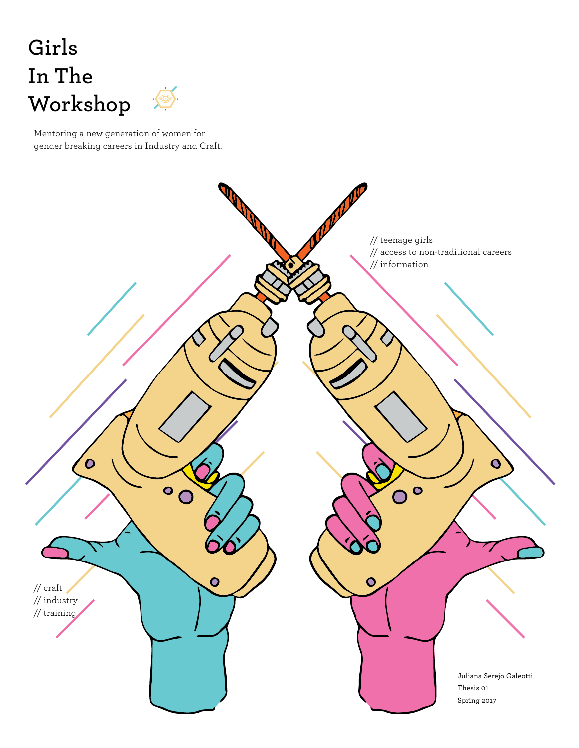# Girls In The Workshop

Mentoring a new generation of women for gender breaking careers in Industry and Craft.

// teenage girls
// access to non-traditional careers
// information

// craft
// industry
// training

Juliana Serejo Galeotti
Thesis 01
Spring 2017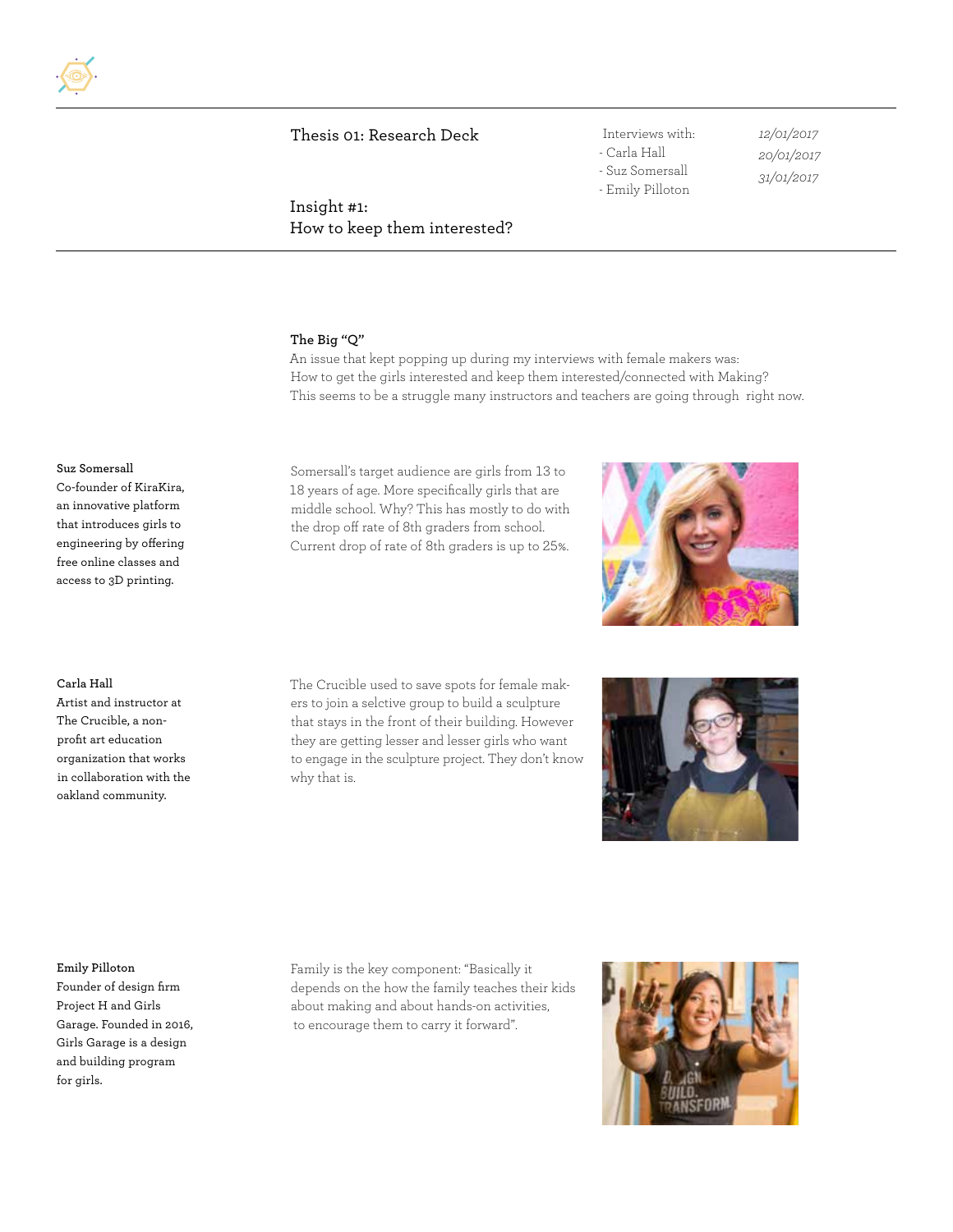# Thesis 01: Research Deck

Interviews with:
- Carla Hall — *12/01/2017*
- Suz Somersall — *20/01/2017*
- Emily Pilloton — *31/01/2017*

## Insight #1:
## How to keep them interested?

**The Big "Q"**

An issue that kept popping up during my interviews with female makers was:
How to get the girls interested and keep them interested/connected with Making?
This seems to be a struggle many instructors and teachers are going through right now.

**Suz Somersall**
Co-founder of KiraKira, an innovative platform that introduces girls to engineering by offering free online classes and access to 3D printing.

Somersall's target audience are girls from 13 to 18 years of age. More specifically girls that are middle school. Why? This has mostly to do with the drop off rate of 8th graders from school. Current drop of rate of 8th graders is up to 25%.

**Carla Hall**
Artist and instructor at The Crucible, a non-profit art education organization that works in collaboration with the oakland community.

The Crucible used to save spots for female makers to join a selctive group to build a sculpture that stays in the front of their building. However they are getting lesser and lesser girls who want to engage in the sculpture project. They don't know why that is.

**Emily Pilloton**
Founder of design firm Project H and Girls Garage. Founded in 2016, Girls Garage is a design and building program for girls.

Family is the key component: "Basically it depends on the how the family teaches their kids about making and about hands-on activities, to encourage them to carry it forward".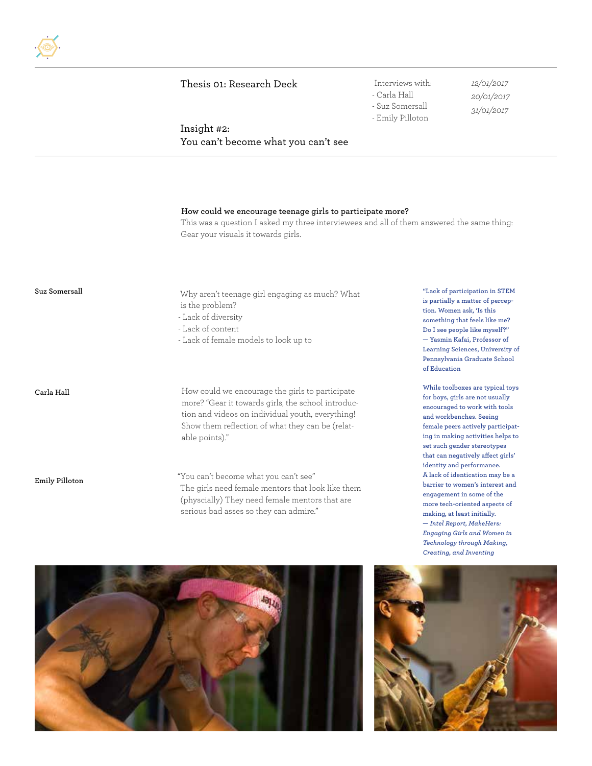Thesis 01: Research Deck

Interviews with:
- Carla Hall — 12/01/2017
- Suz Somersall — 20/01/2017
- Emily Pilloton — 31/01/2017

## Insight #2: You can't become what you can't see

**How could we encourage teenage girls to participate more?**
This was a question I asked my three interviewees and all of them answered the same thing: Gear your visuals it towards girls.

**Suz Somersall**

Why aren't teenage girl engaging as much? What is the problem?
- Lack of diversity
- Lack of content
- Lack of female models to look up to

**Carla Hall**

How could we encourage the girls to participate more? "Gear it towards girls, the school introduction and videos on individual youth, everything! Show them reflection of what they can be (relatable points)."

**Emily Pilloton**

"You can't become what you can't see"
The girls need female mentors that look like them (physcially) They need female mentors that are serious bad asses so they can admire."

"Lack of participation in STEM is partially a matter of perception. Women ask, 'Is this something that feels like me? Do I see people like myself?'"
— Yasmin Kafai, Professor of Learning Sciences, University of Pennsylvania Graduate School of Education

While toolboxes are typical toys for boys, girls are not usually encouraged to work with tools and workbenches. Seeing female peers actively participating in making activities helps to set such gender stereotypes that can negatively affect girls' identity and performance. A lack of identcation may be a barrier to women's interest and engagement in some of the more tech-oriented aspects of making, at least initially.
*— Intel Report, MakeHers: Engaging Girls and Women in Technology through Making, Creating, and Inventing*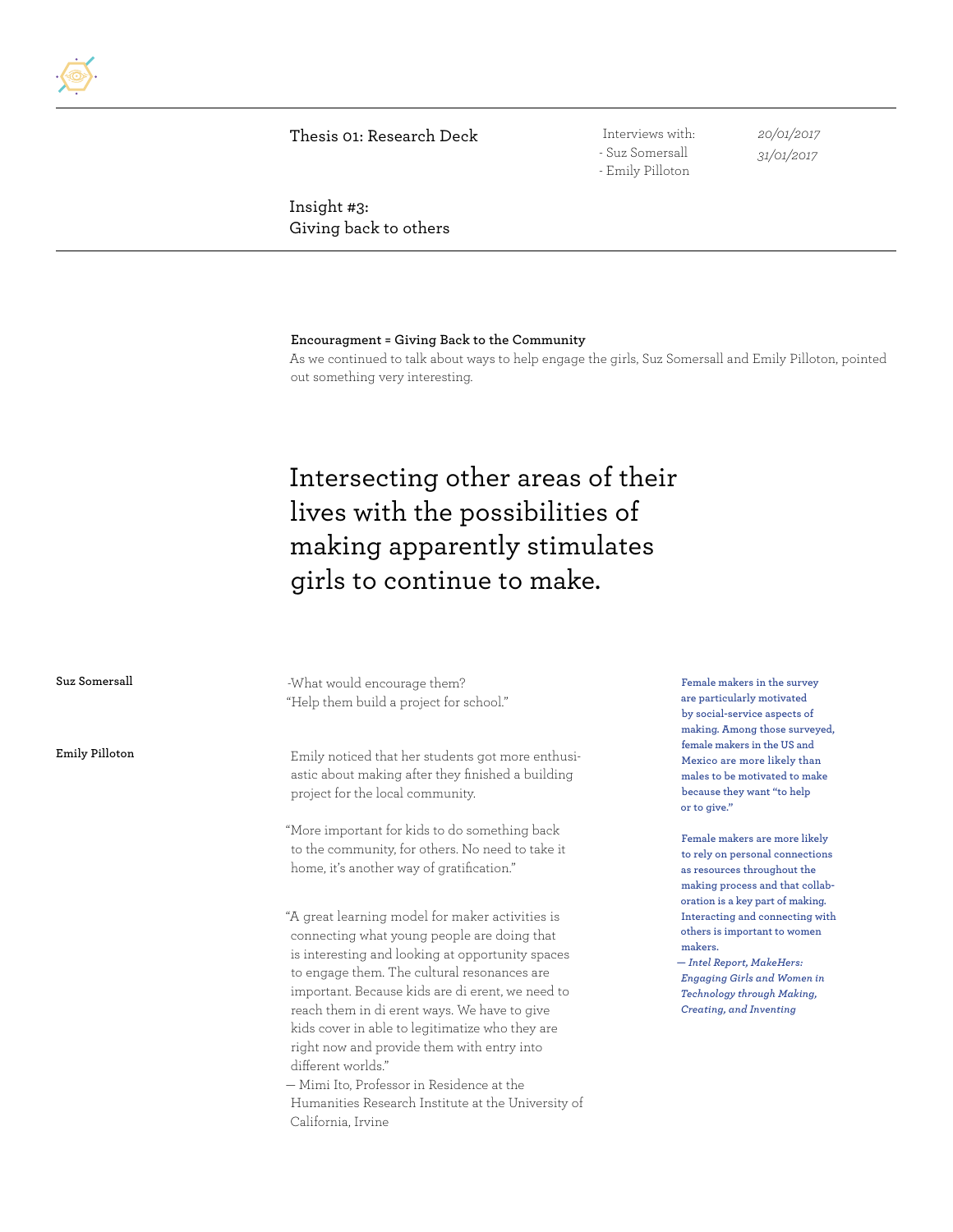Thesis 01: Research Deck

Interviews with:
- Suz Somersall — 20/01/2017
- Emily Pilloton — 31/01/2017

## Insight #3: Giving back to others

**Encouragment = Giving Back to the Community**

As we continued to talk about ways to help engage the girls, Suz Somersall and Emily Pilloton, pointed out something very interesting.

## Intersecting other areas of their lives with the possibilities of making apparently stimulates girls to continue to make.

**Suz Somersall**

-What would encourage them?
"Help them build a project for school."

**Emily Pilloton**

Emily noticed that her students got more enthusiastic about making after they finished a building project for the local community.

"More important for kids to do something back to the community, for others. No need to take it home, it's another way of gratification."

"A great learning model for maker activities is connecting what young people are doing that is interesting and looking at opportunity spaces to engage them. The cultural resonances are important. Because kids are di erent, we need to reach them in di erent ways. We have to give kids cover in able to legitimatize who they are right now and provide them with entry into different worlds."
— Mimi Ito, Professor in Residence at the Humanities Research Institute at the University of California, Irvine

**Female makers in the survey are particularly motivated by social-service aspects of making. Among those surveyed, female makers in the US and Mexico are more likely than males to be motivated to make because they want "to help or to give."**

**Female makers are more likely to rely on personal connections as resources throughout the making process and that collaboration is a key part of making. Interacting and connecting with others is important to women makers.**
***— Intel Report, MakeHers: Engaging Girls and Women in Technology through Making, Creating, and Inventing***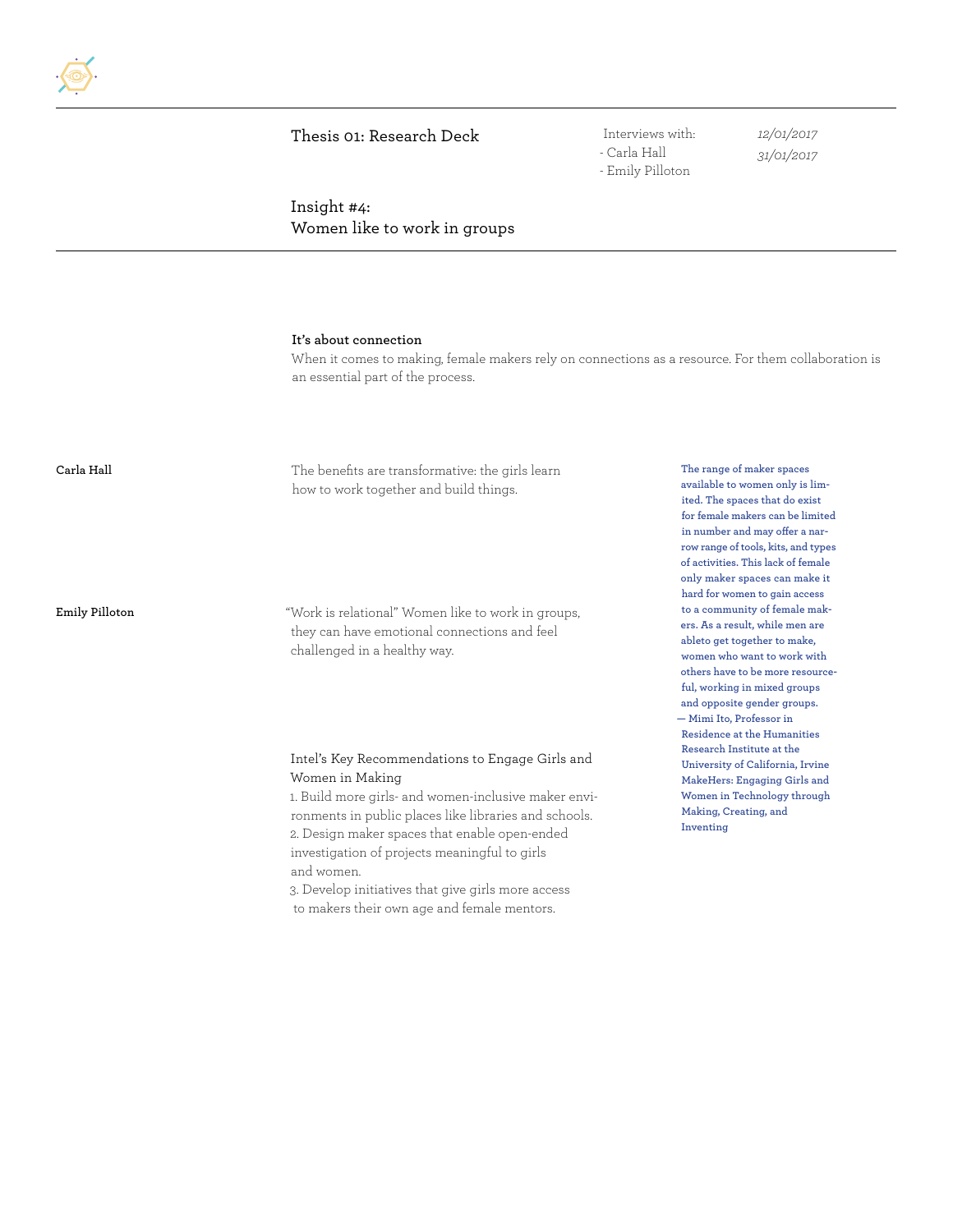Thesis 01: Research Deck

Interviews with:
- Carla Hall — *12/01/2017*
- Emily Pilloton — *31/01/2017*

## Insight #4:
## Women like to work in groups

**It's about connection**

When it comes to making, female makers rely on connections as a resource. For them collaboration is an essential part of the process.

**Carla Hall**

The benefits are transformative: the girls learn how to work together and build things.

**Emily Pilloton**

"Work is relational" Women like to work in groups, they can have emotional connections and feel challenged in a healthy way.

Intel's Key Recommendations to Engage Girls and Women in Making

1. Build more girls- and women-inclusive maker environments in public places like libraries and schools.
2. Design maker spaces that enable open-ended investigation of projects meaningful to girls and women.
3. Develop initiatives that give girls more access to makers their own age and female mentors.

**The range of maker spaces available to women only is limited. The spaces that do exist for female makers can be limited in number and may offer a narrow range of tools, kits, and types of activities. This lack of female only maker spaces can make it hard for women to gain access to a community of female makers. As a result, while men are ableto get together to make, women who want to work with others have to be more resourceful, working in mixed groups and opposite gender groups.**
**— Mimi Ito, Professor in Residence at the Humanities Research Institute at the University of California, Irvine MakeHers: Engaging Girls and Women in Technology through Making, Creating, and Inventing**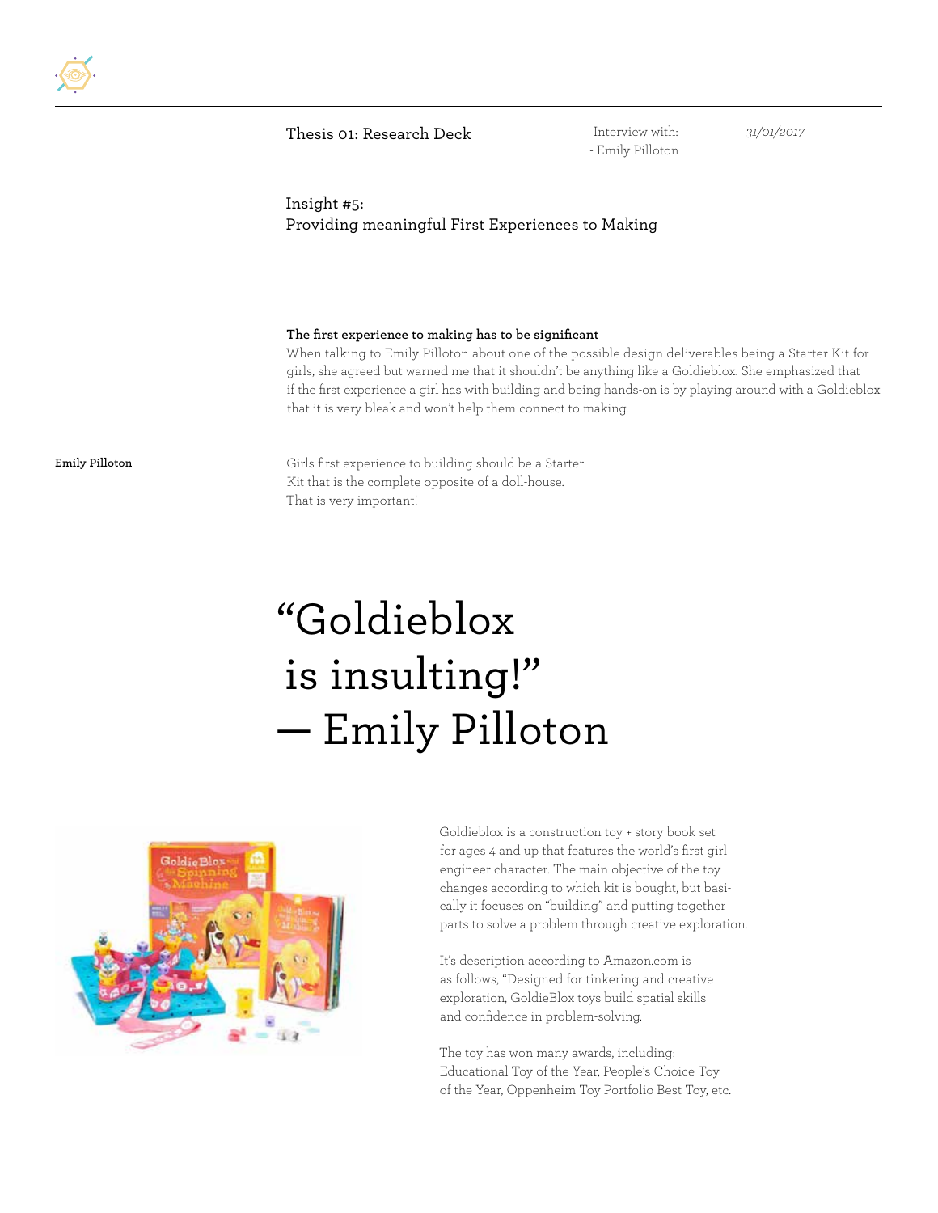Thesis 01: Research Deck

Interview with:
- Emily Pilloton

*31/01/2017*

## Insight #5: Providing meaningful First Experiences to Making

**The first experience to making has to be significant**

When talking to Emily Pilloton about one of the possible design deliverables being a Starter Kit for girls, she agreed but warned me that it shouldn't be anything like a Goldieblox. She emphasized that if the first experience a girl has with building and being hands-on is by playing around with a Goldieblox that it is very bleak and won't help them connect to making.

**Emily Pilloton**

Girls first experience to building should be a Starter Kit that is the complete opposite of a doll-house. That is very important!

# "Goldieblox is insulting!" — Emily Pilloton

Goldieblox is a construction toy + story book set for ages 4 and up that features the world's first girl engineer character. The main objective of the toy changes according to which kit is bought, but basically it focuses on "building" and putting together parts to solve a problem through creative exploration.

It's description according to Amazon.com is as follows, "Designed for tinkering and creative exploration, GoldieBlox toys build spatial skills and confidence in problem-solving.

The toy has won many awards, including: Educational Toy of the Year, People's Choice Toy of the Year, Oppenheim Toy Portfolio Best Toy, etc.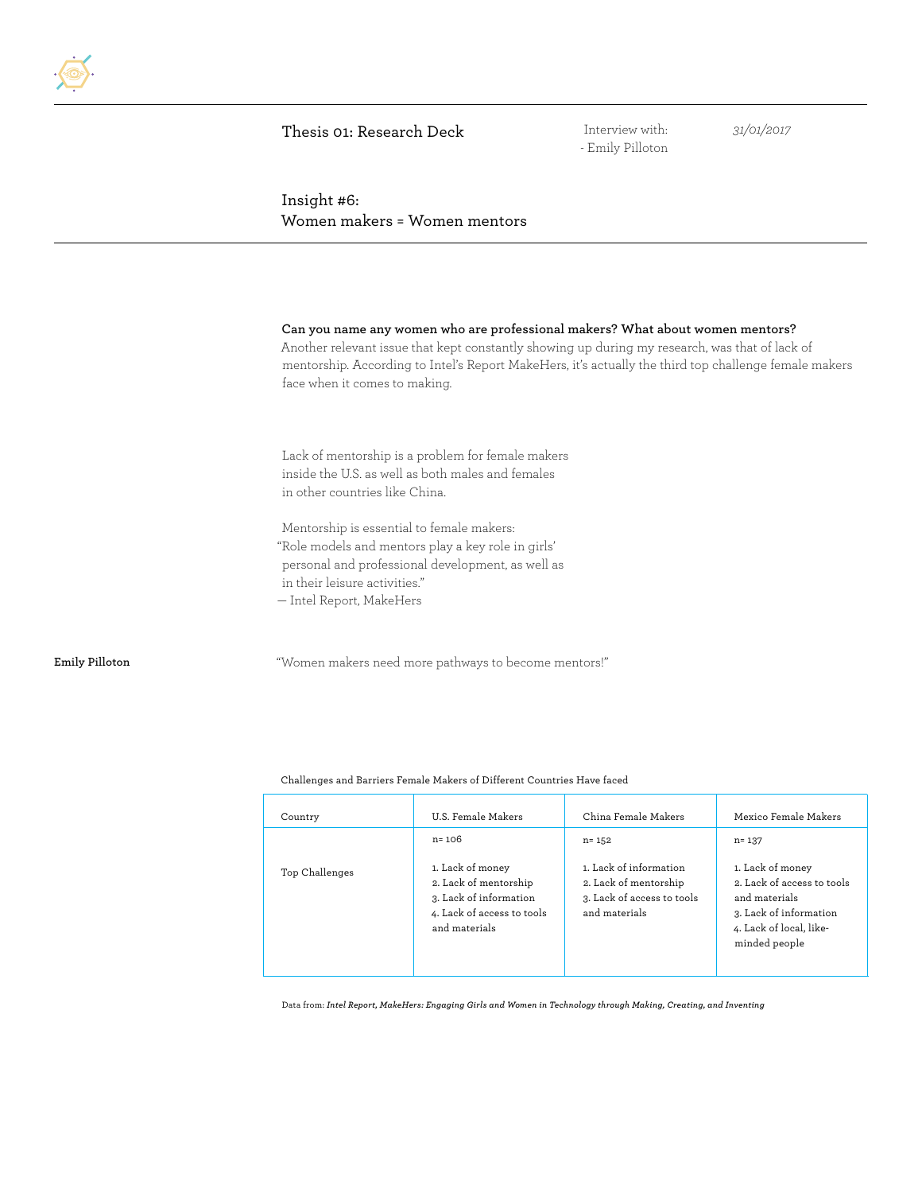Thesis 01: Research Deck

Interview with:
- Emily Pilloton

*31/01/2017*

## Insight #6:
## Women makers = Women mentors

**Can you name any women who are professional makers? What about women mentors?**
Another relevant issue that kept constantly showing up during my research, was that of lack of mentorship. According to Intel's Report MakeHers, it's actually the third top challenge female makers face when it comes to making.

Lack of mentorship is a problem for female makers inside the U.S. as well as both males and females in other countries like China.

Mentorship is essential to female makers:
"Role models and mentors play a key role in girls' personal and professional development, as well as in their leisure activities."
— Intel Report, MakeHers

**Emily Pilloton**

"Women makers need more pathways to become mentors!"

Challenges and Barriers Female Makers of Different Countries Have faced

| Country | U.S. Female Makers | China Female Makers | Mexico Female Makers |
|---|---|---|---|
| Top Challenges | n= 106<br><br>1. Lack of money<br>2. Lack of mentorship<br>3. Lack of information<br>4. Lack of access to tools and materials | n= 152<br><br>1. Lack of information<br>2. Lack of mentorship<br>3. Lack of access to tools and materials | n= 137<br><br>1. Lack of money<br>2. Lack of access to tools and materials<br>3. Lack of information<br>4. Lack of local, like-minded people |

Data from: ***Intel Report, MakeHers: Engaging Girls and Women in Technology through Making, Creating, and Inventing***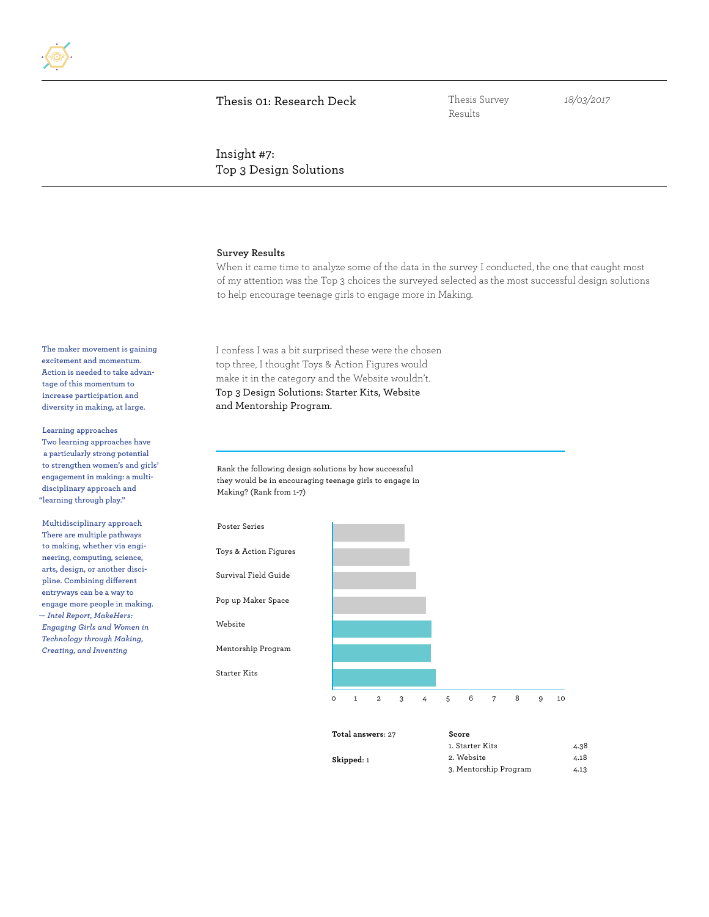Thesis 01: Research Deck

Thesis Survey Results

*18/03/2017*

## Insight #7: Top 3 Design Solutions

### Survey Results

When it came time to analyze some of the data in the survey I conducted, the one that caught most of my attention was the Top 3 choices the surveyed selected as the most successful design solutions to help encourage teenage girls to engage more in Making.

The maker movement is gaining excitement and momentum. Action is needed to take advantage of this momentum to increase participation and diversity in making, at large.

Learning approaches
Two learning approaches have a particularly strong potential to strengthen women's and girls' engagement in making: a multidisciplinary approach and "learning through play."

Multidisciplinary approach
There are multiple pathways to making, whether via engineering, computing, science, arts, design, or another discipline. Combining different entryways can be a way to engage more people in making.
*— Intel Report, MakeHers: Engaging Girls and Women in Technology through Making, Creating, and Inventing*

I confess I was a bit surprised these were the chosen top three, I thought Toys & Action Figures would make it in the category and the Website wouldn't.
Top 3 Design Solutions: Starter Kits, Website and Mentorship Program.

Rank the following design solutions by how successful they would be in encouraging teenage girls to engage in Making? (Rank from 1-7)

- Poster Series
- Toys & Action Figures
- Survival Field Guide
- Pop up Maker Space
- Website
- Mentorship Program
- Starter Kits

0 1 2 3 4 5 6 7 8 9 10

**Total answers**: 27

**Skipped**: 1

| **Score** | |
|---|---|
| 1. Starter Kits | 4.38 |
| 2. Website | 4.18 |
| 3. Mentorship Program | 4.13 |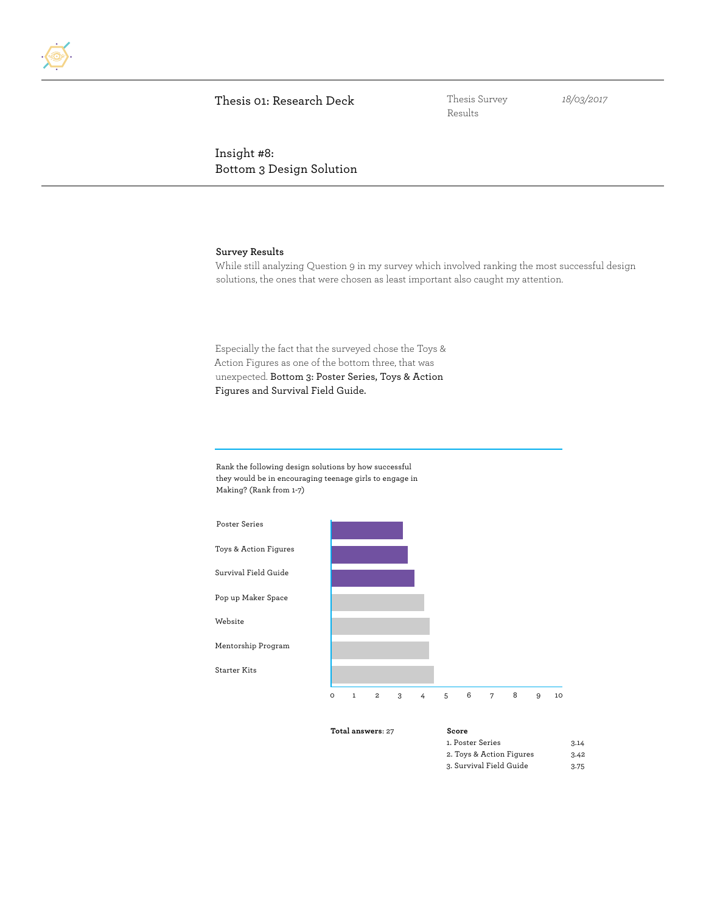Thesis 01: Research Deck

Thesis Survey Results

*18/03/2017*

## Insight #8: Bottom 3 Design Solution

**Survey Results**

While still analyzing Question 9 in my survey which involved ranking the most successful design solutions, the ones that were chosen as least important also caught my attention.

Especially the fact that the surveyed chose the Toys & Action Figures as one of the bottom three, that was unexpected. Bottom 3: Poster Series, Toys & Action Figures and Survival Field Guide.

Rank the following design solutions by how successful they would be in encouraging teenage girls to engage in Making? (Rank from 1-7)

Poster Series

Toys & Action Figures

Survival Field Guide

Pop up Maker Space

Website

Mentorship Program

Starter Kits

0 1 2 3 4 5 6 7 8 9 10

**Total answers**: 27

| **Score** | |
|---|---|
| 1. Poster Series | 3.14 |
| 2. Toys & Action Figures | 3.42 |
| 3. Survival Field Guide | 3.75 |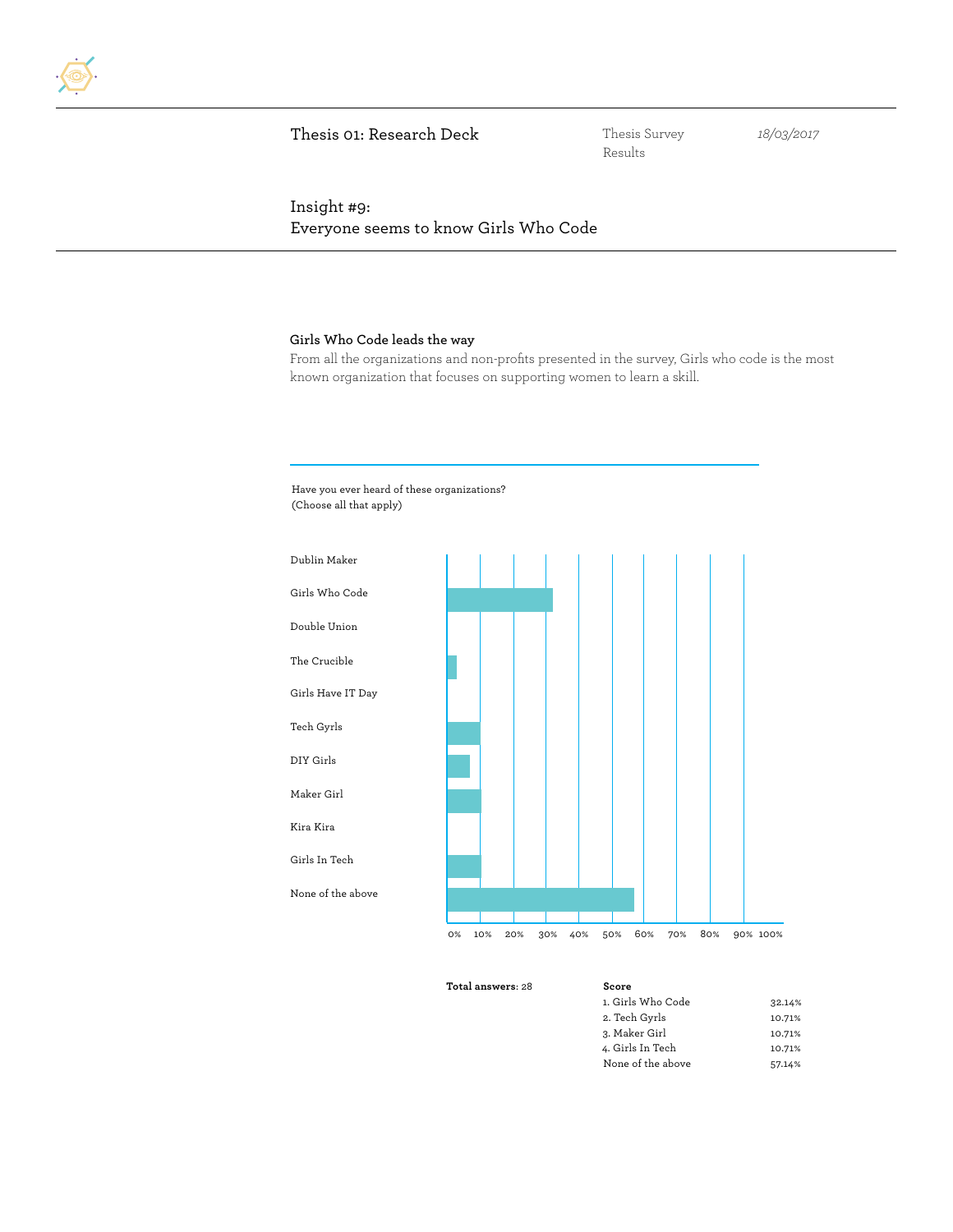Thesis 01: Research Deck

Thesis Survey Results

*18/03/2017*

## Insight #9:
## Everyone seems to know Girls Who Code

**Girls Who Code leads the way**

From all the organizations and non-profits presented in the survey, Girls who code is the most known organization that focuses on supporting women to learn a skill.

Have you ever heard of these organizations?
(Choose all that apply)

Dublin Maker
Girls Who Code
Double Union
The Crucible
Girls Have IT Day
Tech Gyrls
DIY Girls
Maker Girl
Kira Kira
Girls In Tech
None of the above

0% 10% 20% 30% 40% 50% 60% 70% 80% 90% 100%

**Total answers**: 28

| **Score** | |
|---|---|
| 1. Girls Who Code | 32.14% |
| 2. Tech Gyrls | 10.71% |
| 3. Maker Girl | 10.71% |
| 4. Girls In Tech | 10.71% |
| None of the above | 57.14% |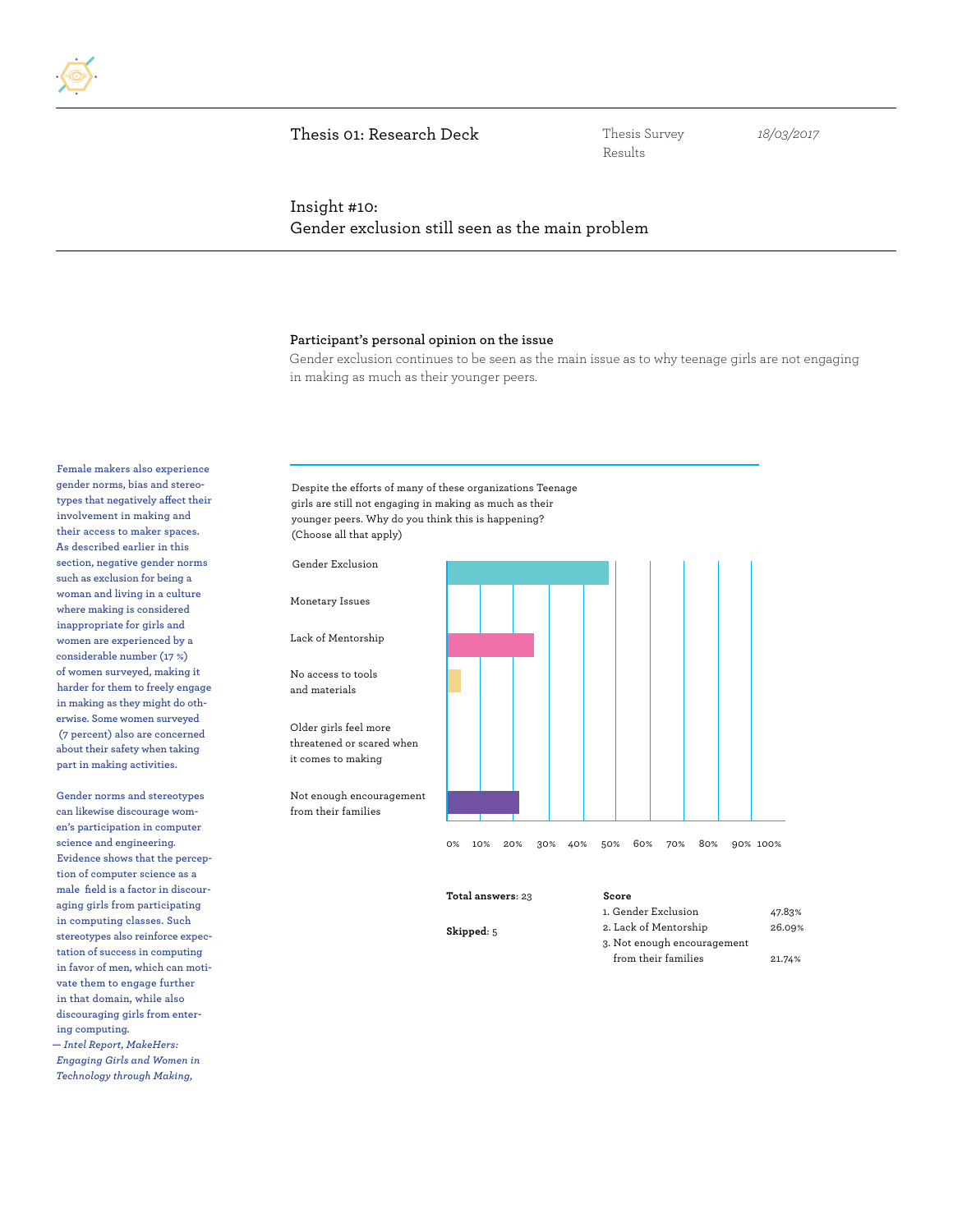Thesis 01: Research Deck

Thesis Survey Results

*18/03/2017*

## Insight #10:
## Gender exclusion still seen as the main problem

**Participant's personal opinion on the issue**

Gender exclusion continues to be seen as the main issue as to why teenage girls are not engaging in making as much as their younger peers.

Female makers also experience gender norms, bias and stereotypes that negatively affect their involvement in making and their access to maker spaces. As described earlier in this section, negative gender norms such as exclusion for being a woman and living in a culture where making is considered inappropriate for girls and women are experienced by a considerable number (17 %) of women surveyed, making it harder for them to freely engage in making as they might do otherwise. Some women surveyed (7 percent) also are concerned about their safety when taking part in making activities.

Gender norms and stereotypes can likewise discourage women's participation in computer science and engineering. Evidence shows that the perception of computer science as a male field is a factor in discouraging girls from participating in computing classes. Such stereotypes also reinforce expectation of success in computing in favor of men, which can motivate them to engage further in that domain, while also discouraging girls from entering computing.

*— Intel Report, MakeHers: Engaging Girls and Women in Technology through Making,*

Despite the efforts of many of these organizations Teenage girls are still not engaging in making as much as their younger peers. Why do you think this is happening? (Choose all that apply)

- Gender Exclusion
- Monetary Issues
- Lack of Mentorship
- No access to tools and materials
- Older girls feel more threatened or scared when it comes to making
- Not enough encouragement from their families

0% 10% 20% 30% 40% 50% 60% 70% 80% 90% 100%

**Total answers**: 23

**Skipped**: 5

| **Score** | |
|---|---|
| 1. Gender Exclusion | 47.83% |
| 2. Lack of Mentorship | 26.09% |
| 3. Not enough encouragement from their families | 21.74% |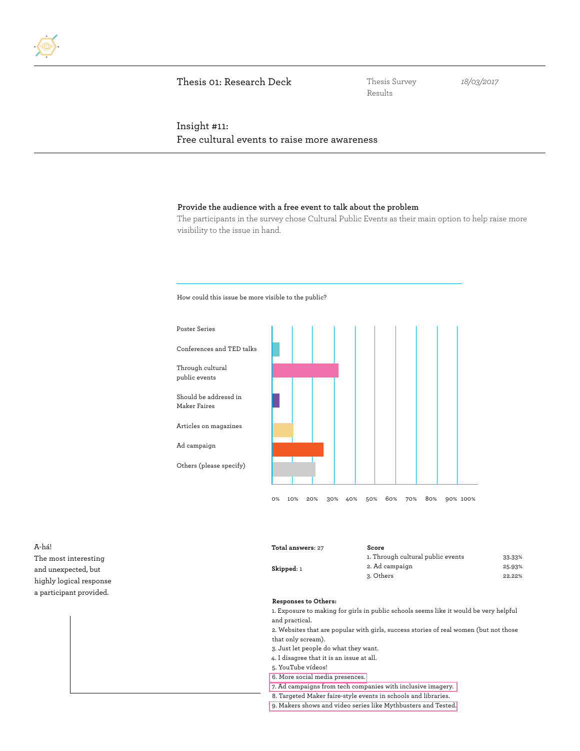Thesis 01: Research Deck

Thesis Survey Results

18/03/2017

## Insight #11:
## Free cultural events to raise more awareness

**Provide the audience with a free event to talk about the problem**

The participants in the survey chose Cultural Public Events as their main option to help raise more visibility to the issue in hand.

How could this issue be more visible to the public?

Poster Series

Conferences and TED talks

Through cultural public events

Should be addressd in Maker Faires

Articles on magazines

Ad campaign

Others (please specify)

0% 10% 20% 30% 40% 50% 60% 70% 80% 90% 100%

A-há!
The most interesting and unexpected, but highly logical response a participant provided.

**Total answers**: 27

**Skipped**: 1

| **Score** | |
|---|---|
| 1. Through cultural public events | 33.33% |
| 2. Ad campaign | 25.93% |
| 3. Others | 22.22% |

**Responses to Others:**

1. Exposure to making for girls in public schools seems like it would be very helpful and practical.
2. Websites that are popular with girls, success stories of real women (but not those that only scream).
3. Just let people do what they want.
4. I disagree that it is an issue at all.
5. YouTube vídeos!
6. More social media presences.
7. Ad campaigns from tech companies with inclusive imagery.
8. Targeted Maker faire-style events in schools and libraries.
9. Makers shows and video series like Mythbusters and Tested.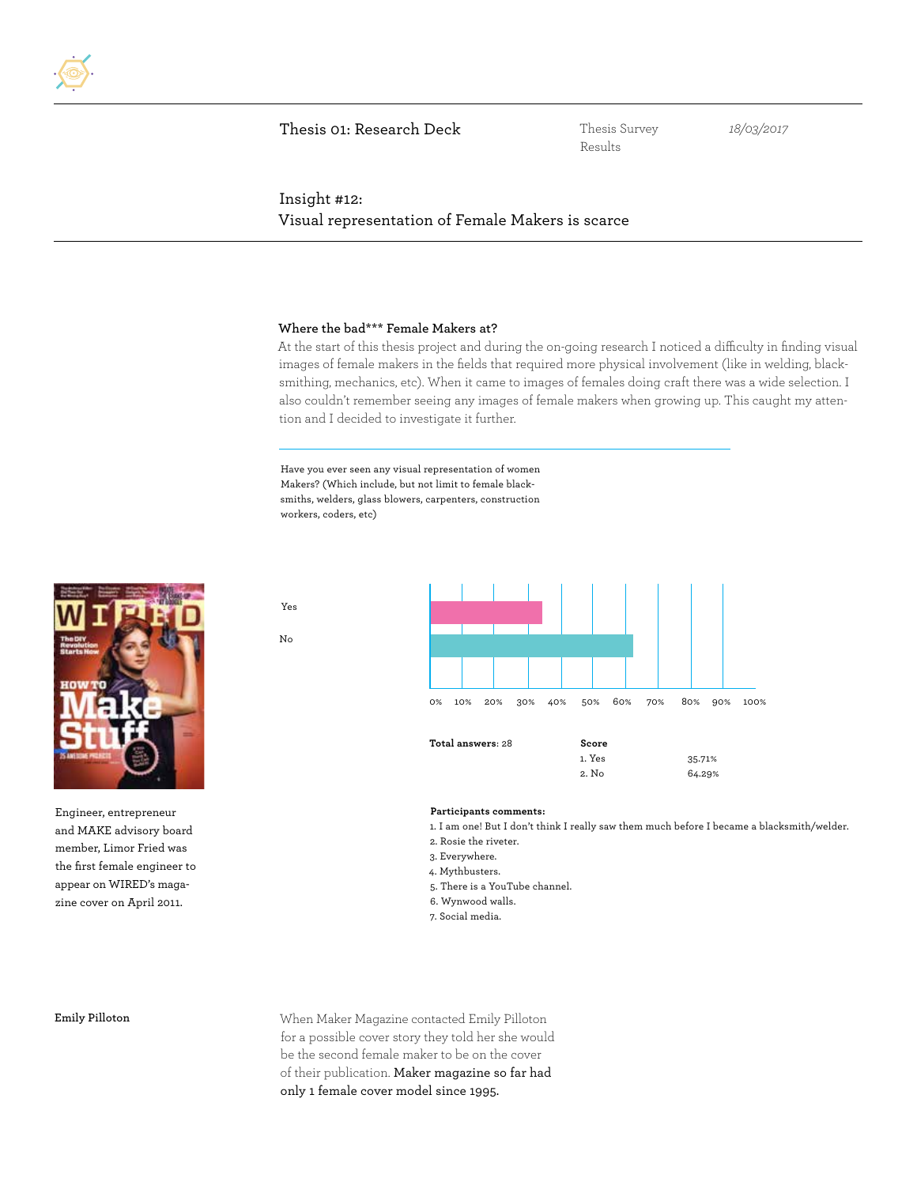Thesis 01: Research Deck | Thesis Survey Results | *18/03/2017*

## Insight #12:
## Visual representation of Female Makers is scarce

**Where the bad*** Female Makers at?**

At the start of this thesis project and during the on-going research I noticed a difficulty in finding visual images of female makers in the fields that required more physical involvement (like in welding, blacksmithing, mechanics, etc). When it came to images of females doing craft there was a wide selection. I also couldn't remember seeing any images of female makers when growing up. This caught my attention and I decided to investigate it further.

Have you ever seen any visual representation of women Makers? (Which include, but not limit to female blacksmiths, welders, glass blowers, carpenters, construction workers, coders, etc)

Engineer, entrepreneur and MAKE advisory board member, Limor Fried was the first female engineer to appear on WIRED's magazine cover on April 2011.

**Total answers**: 28

| **Score** | |
|---|---|
| 1. Yes | 35.71% |
| 2. No | 64.29% |

**Participants comments:**

1. I am one! But I don't think I really saw them much before I became a blacksmith/welder.
2. Rosie the riveter.
3. Everywhere.
4. Mythbusters.
5. There is a YouTube channel.
6. Wynwood walls.
7. Social media.

**Emily Pilloton**

When Maker Magazine contacted Emily Pilloton for a possible cover story they told her she would be the second female maker to be on the cover of their publication. Maker magazine so far had only 1 female cover model since 1995.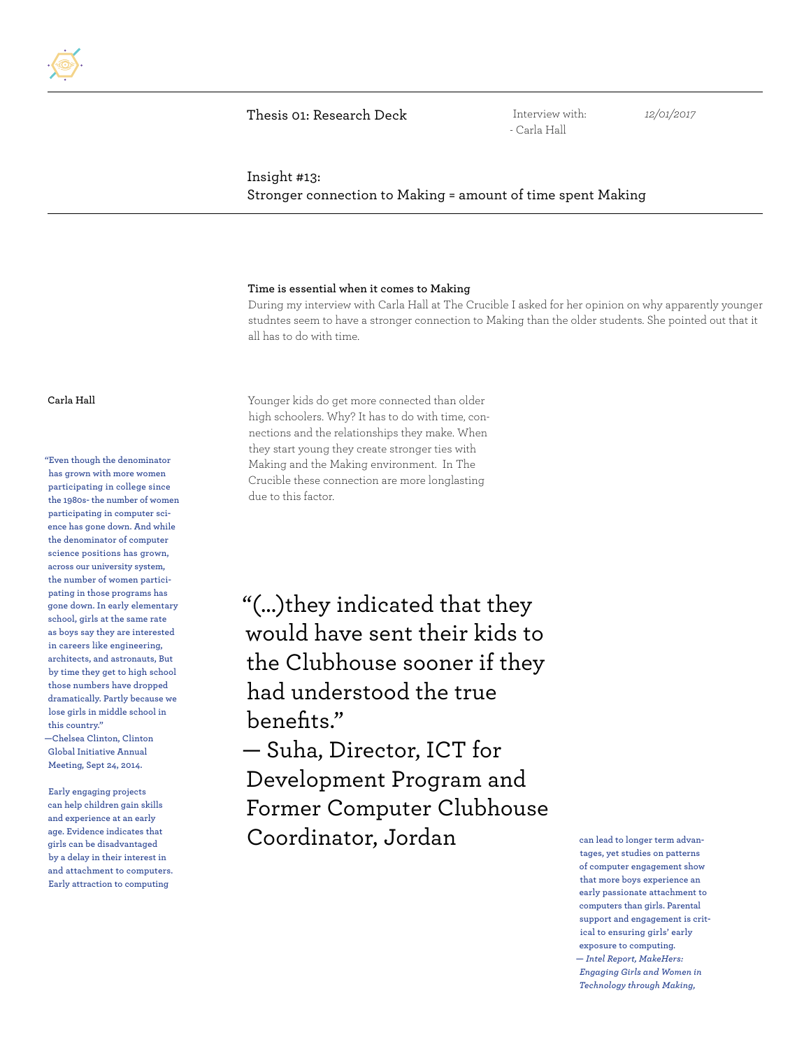Thesis 01: Research Deck

Interview with:
- Carla Hall

*12/01/2017*

## Insight #13:
## Stronger connection to Making = amount of time spent Making

**Time is essential when it comes to Making**

During my interview with Carla Hall at The Crucible I asked for her opinion on why apparently younger studntes seem to have a stronger connection to Making than the older students. She pointed out that it all has to do with time.

**Carla Hall**

Younger kids do get more connected than older high schoolers. Why? It has to do with time, connections and the relationships they make. When they start young they create stronger ties with Making and the Making environment. In The Crucible these connection are more longlasting due to this factor.

"Even though the denominator has grown with more women participating in college since the 1980s- the number of women participating in computer science has gone down. And while the denominator of computer science positions has grown, across our university system, the number of women participating in those programs has gone down. In early elementary school, girls at the same rate as boys say they are interested in careers like engineering, architects, and astronauts, But by time they get to high school those numbers have dropped dramatically. Partly because we lose girls in middle school in this country."
—Chelsea Clinton, Clinton Global Initiative Annual Meeting, Sept 24, 2014.

> "(...)they indicated that they would have sent their kids to the Clubhouse sooner if they had understood the true benefits."
> — Suha, Director, ICT for Development Program and Former Computer Clubhouse Coordinator, Jordan

Early engaging projects can help children gain skills and experience at an early age. Evidence indicates that girls can be disadvantaged by a delay in their interest in and attachment to computers. Early attraction to computing can lead to longer term advantages, yet studies on patterns of computer engagement show that more boys experience an early passionate attachment to computers than girls. Parental support and engagement is critical to ensuring girls' early exposure to computing.
— *Intel Report, MakeHers: Engaging Girls and Women in Technology through Making,*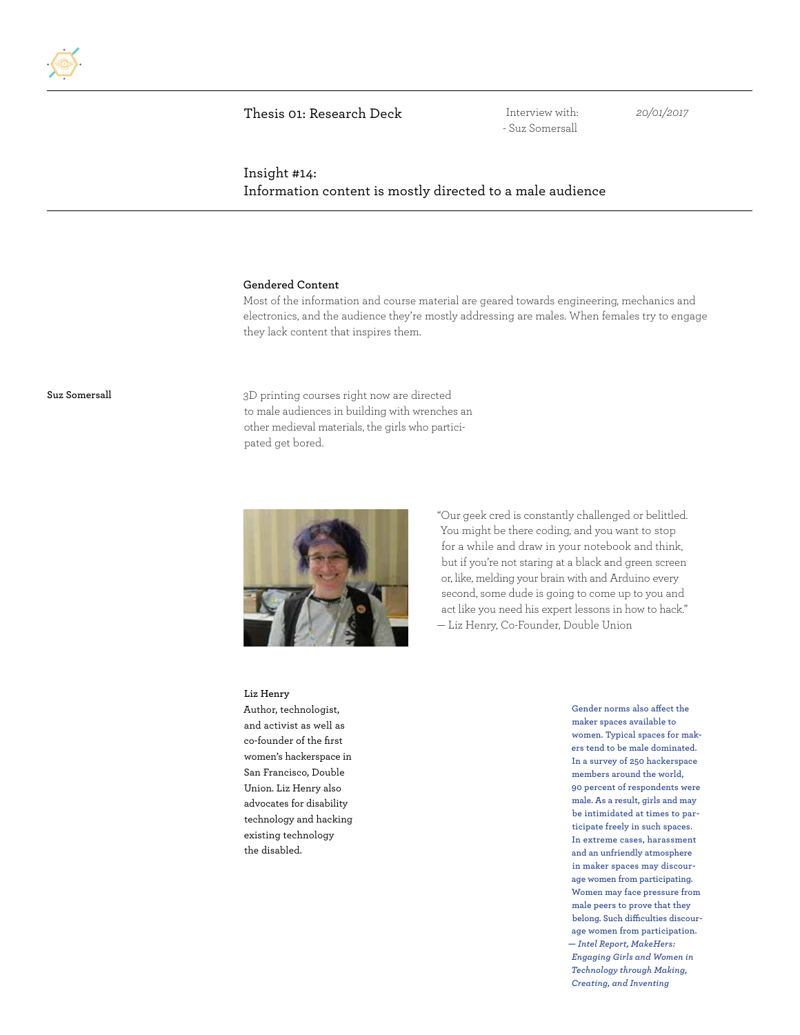Thesis 01: Research Deck

Interview with:
- Suz Somersall

20/01/2017

## Insight #14:
## Information content is mostly directed to a male audience

**Gendered Content**

Most of the information and course material are geared towards engineering, mechanics and electronics, and the audience they're mostly addressing are males. When females try to engage they lack content that inspires them.

**Suz Somersall**

3D printing courses right now are directed to male audiences in building with wrenches an other medieval materials, the girls who participated get bored.

"Our geek cred is constantly challenged or belittled. You might be there coding, and you want to stop for a while and draw in your notebook and think, but if you're not staring at a black and green screen or, like, melding your brain with and Arduino every second, some dude is going to come up to you and act like you need his expert lessons in how to hack."
— Liz Henry, Co-Founder, Double Union

**Liz Henry**

Author, technologist, and activist as well as co-founder of the first women's hackerspace in San Francisco, Double Union. Liz Henry also advocates for disability technology and hacking existing technology the disabled.

Gender norms also affect the maker spaces available to women. Typical spaces for makers tend to be male dominated. In a survey of 250 hackerspace members around the world, 90 percent of respondents were male. As a result, girls and may be intimidated at times to participate freely in such spaces. In extreme cases, harassment and an unfriendly atmosphere in maker spaces may discourage women from participating. Women may face pressure from male peers to prove that they belong. Such difficulties discourage women from participation.
*— Intel Report, MakeHers: Engaging Girls and Women in Technology through Making, Creating, and Inventing*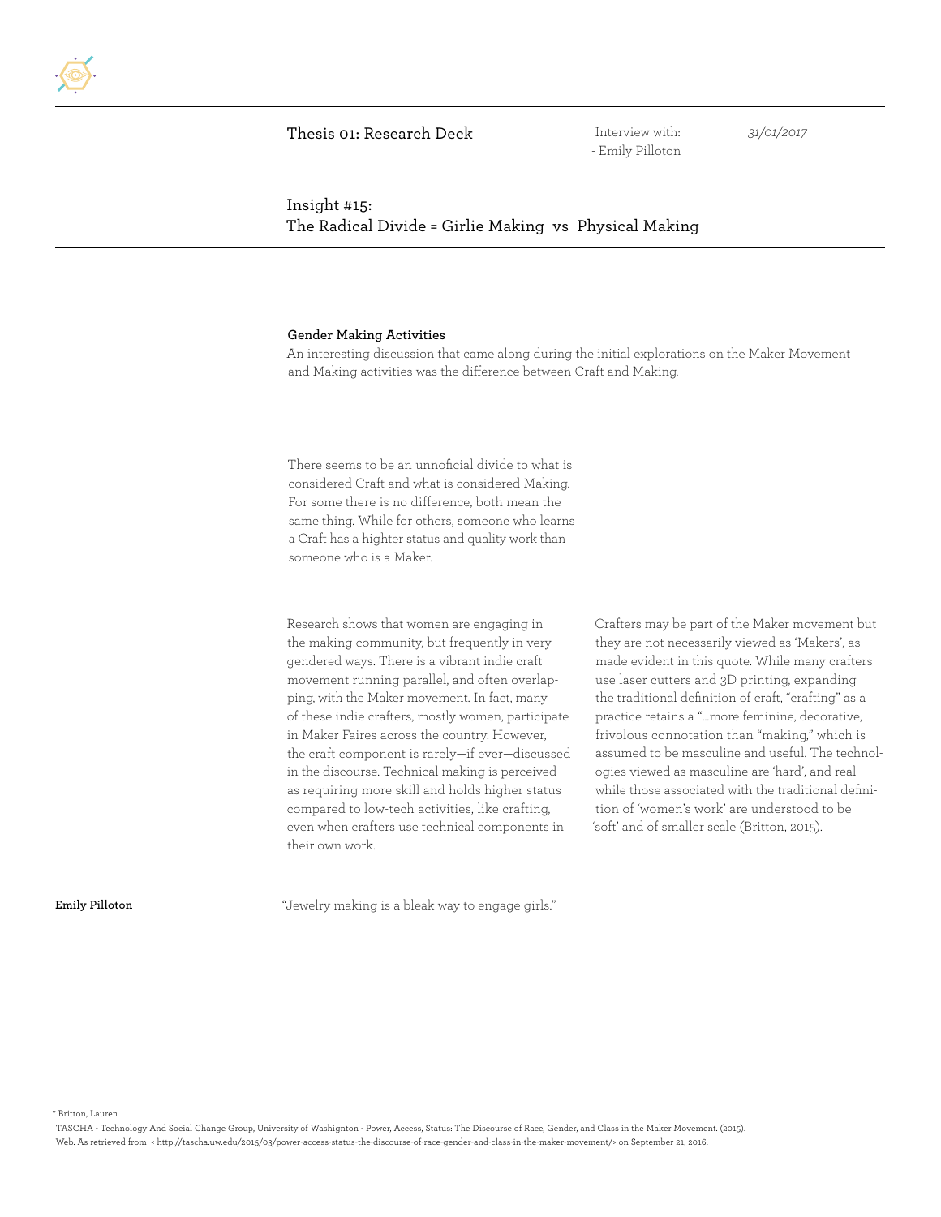Thesis 01: Research Deck

Interview with:
- Emily Pilloton

*31/01/2017*

## Insight #15:
## The Radical Divide = Girlie Making vs Physical Making

**Gender Making Activities**

An interesting discussion that came along during the initial explorations on the Maker Movement and Making activities was the difference between Craft and Making.

There seems to be an unnoficial divide to what is considered Craft and what is considered Making. For some there is no difference, both mean the same thing. While for others, someone who learns a Craft has a highter status and quality work than someone who is a Maker.

Research shows that women are engaging in the making community, but frequently in very gendered ways. There is a vibrant indie craft movement running parallel, and often overlapping, with the Maker movement. In fact, many of these indie crafters, mostly women, participate in Maker Faires across the country. However, the craft component is rarely—if ever—discussed in the discourse. Technical making is perceived as requiring more skill and holds higher status compared to low-tech activities, like crafting, even when crafters use technical components in their own work.

Crafters may be part of the Maker movement but they are not necessarily viewed as 'Makers', as made evident in this quote. While many crafters use laser cutters and 3D printing, expanding the traditional definition of craft, "crafting" as a practice retains a "...more feminine, decorative, frivolous connotation than "making," which is assumed to be masculine and useful. The technologies viewed as masculine are 'hard', and real while those associated with the traditional definition of 'women's work' are understood to be 'soft' and of smaller scale (Britton, 2015).

**Emily Pilloton** "Jewelry making is a bleak way to engage girls."

* Britton, Lauren
TASCHA - Technology And Social Change Group, University of Washignton - Power, Access, Status: The Discourse of Race, Gender, and Class in the Maker Movement. (2015). Web. As retrieved from < http://tascha.uw.edu/2015/03/power-access-status-the-discourse-of-race-gender-and-class-in-the-maker-movement/> on September 21, 2016.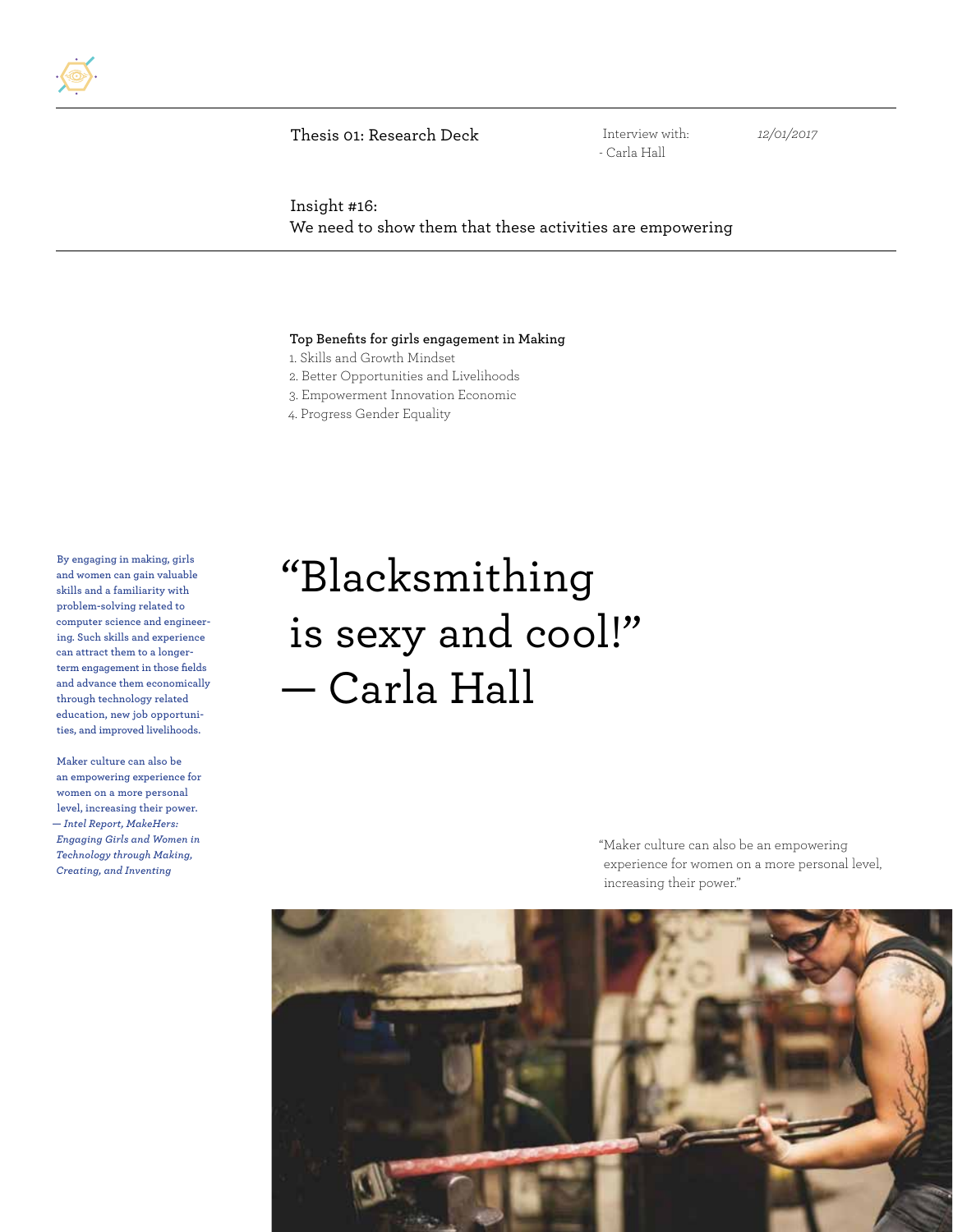Thesis 01: Research Deck

Interview with:
- Carla Hall

*12/01/2017*

## Insight #16:
## We need to show them that these activities are empowering

**Top Benefits for girls engagement in Making**

1. Skills and Growth Mindset
2. Better Opportunities and Livelihoods
3. Empowerment Innovation Economic
4. Progress Gender Equality

**By engaging in making, girls and women can gain valuable skills and a familiarity with problem-solving related to computer science and engineering. Such skills and experience can attract them to a longer-term engagement in those fields and advance them economically through technology related education, new job opportunities, and improved livelihoods.**

**Maker culture can also be an empowering experience for women on a more personal level, increasing their power.**
***— Intel Report, MakeHers: Engaging Girls and Women in Technology through Making, Creating, and Inventing***

# "Blacksmithing is sexy and cool!" — Carla Hall

"Maker culture can also be an empowering experience for women on a more personal level, increasing their power."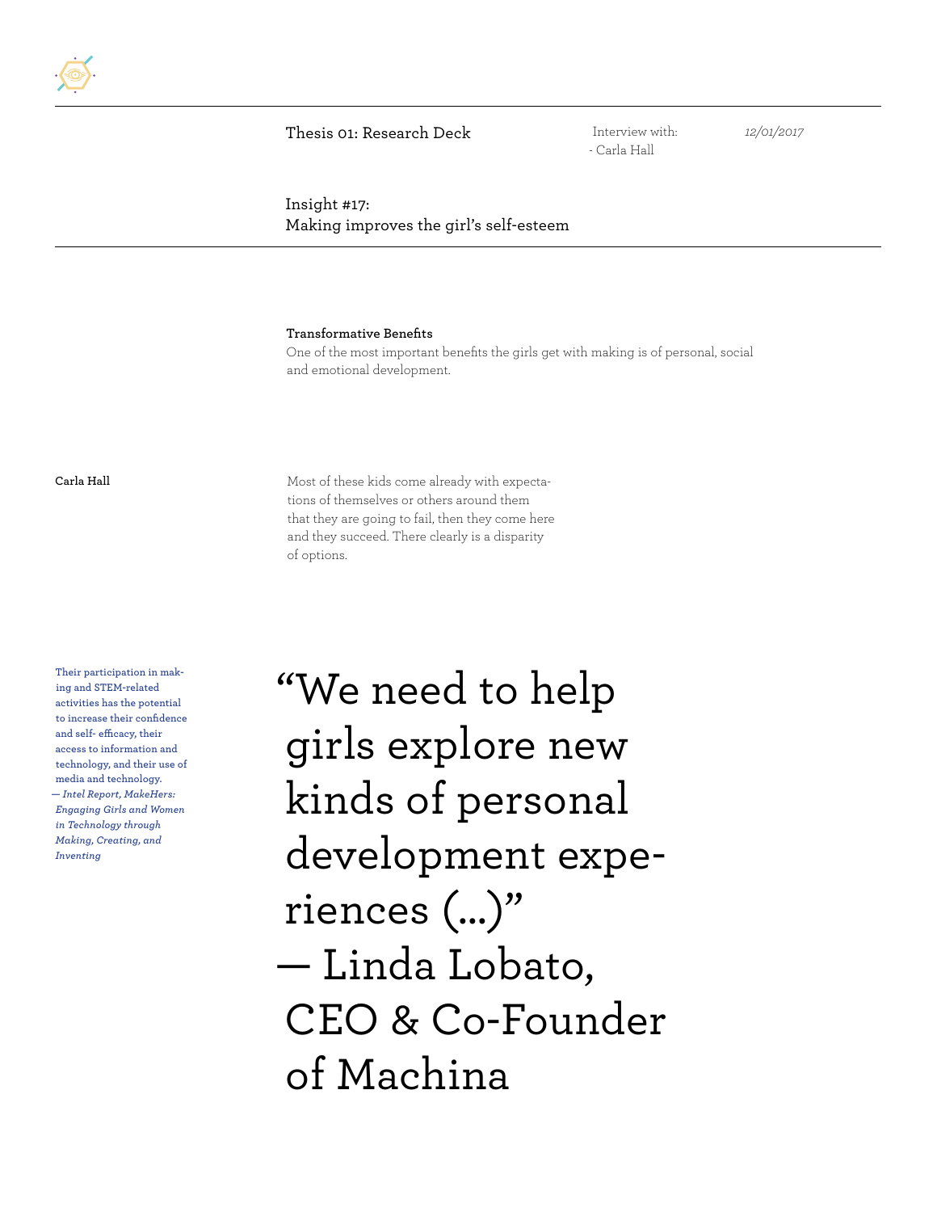Thesis 01: Research Deck

Interview with:
- Carla Hall

*12/01/2017*

## Insight #17: Making improves the girl's self-esteem

**Transformative Benefits**

One of the most important benefits the girls get with making is of personal, social and emotional development.

**Carla Hall**

Most of these kids come already with expectations of themselves or others around them that they are going to fail, then they come here and they succeed. There clearly is a disparity of options.

Their participation in making and STEM-related activities has the potential to increase their confidence and self- efficacy, their access to information and technology, and their use of media and technology.
— *Intel Report, MakeHers: Engaging Girls and Women in Technology through Making, Creating, and Inventing*

> "We need to help girls explore new kinds of personal development experiences (...)"
> — Linda Lobato, CEO & Co-Founder of Machina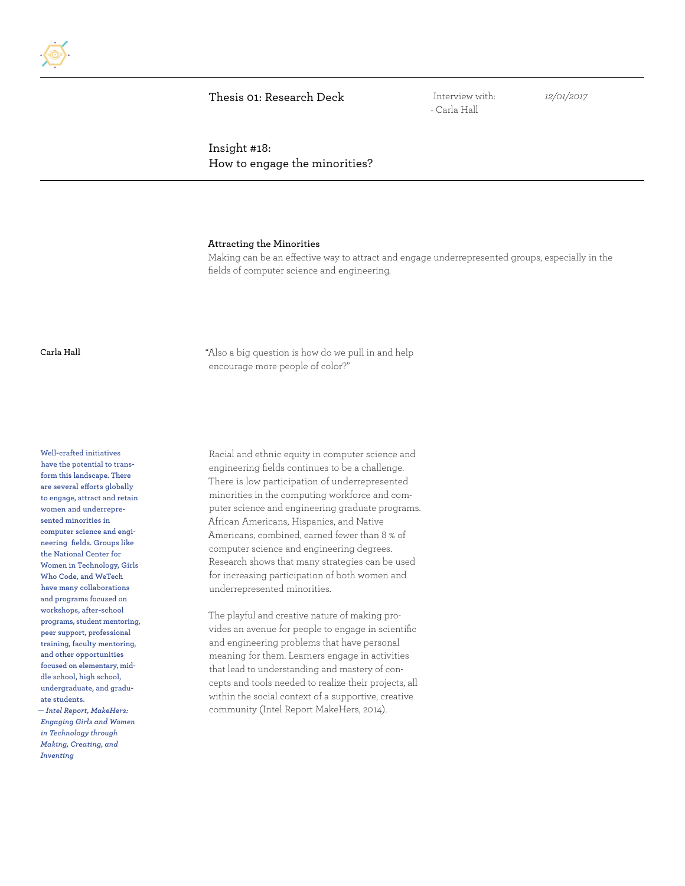Thesis 01: Research Deck

Interview with:
- Carla Hall

*12/01/2017*

## Insight #18: How to engage the minorities?

**Attracting the Minorities**

Making can be an effective way to attract and engage underrepresented groups, especially in the fields of computer science and engineering.

**Carla Hall**

"Also a big question is how do we pull in and help encourage more people of color?"

**Well-crafted initiatives have the potential to transform this landscape. There are several efforts globally to engage, attract and retain women and underrepresented minorities in computer science and engineering fields. Groups like the National Center for Women in Technology, Girls Who Code, and WeTech have many collaborations and programs focused on workshops, after-school programs, student mentoring, peer support, professional training, faculty mentoring, and other opportunities focused on elementary, middle school, high school, undergraduate, and graduate students.**
**— *Intel Report, MakeHers: Engaging Girls and Women in Technology through Making, Creating, and Inventing***

Racial and ethnic equity in computer science and engineering fields continues to be a challenge. There is low participation of underrepresented minorities in the computing workforce and computer science and engineering graduate programs. African Americans, Hispanics, and Native Americans, combined, earned fewer than 8 % of computer science and engineering degrees. Research shows that many strategies can be used for increasing participation of both women and underrepresented minorities.

The playful and creative nature of making provides an avenue for people to engage in scientific and engineering problems that have personal meaning for them. Learners engage in activities that lead to understanding and mastery of concepts and tools needed to realize their projects, all within the social context of a supportive, creative community (Intel Report MakeHers, 2014).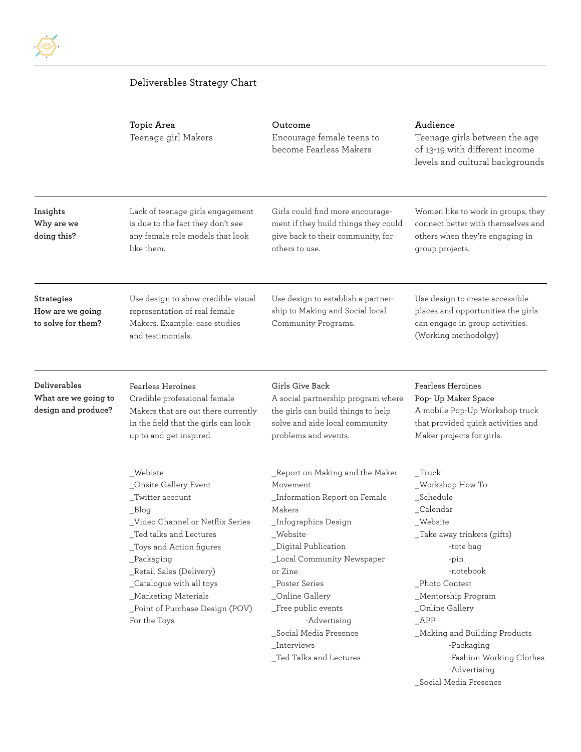## Deliverables Strategy Chart

| | Topic Area<br>Teenage girl Makers | Outcome<br>Encourage female teens to become Fearless Makers | Audience<br>Teenage girls between the age of 13-19 with different income levels and cultural backgrounds |
|---|---|---|---|
| **Insights**<br>**Why are we doing this?** | Lack of teenage girls engagement is due to the fact they don't see any female role models that look like them. | Girls could find more encouragement if they build things they could give back to their community, for others to use. | Women like to work in groups, they connect better with themselves and others when they're engaging in group projects. |
| **Strategies**<br>**How are we going to solve for them?** | Use design to show credible visual representation of real female Makers. Example: case studies and testimonials. | Use design to establish a partnership to Making and Social local Community Programs. | Use design to create accessible places and opportunities the girls can engage in group activities. (Working methodolgy) |
| **Deliverables**<br>**What are we going to design and produce?** | Fearless Heroines<br>Credible professional female Makers that are out there currently in the field that the girls can look up to and get inspired.<br><br>_Webiste<br>_Onsite Gallery Event<br>_Twitter account<br>_Blog<br>_Video Channel or Netflix Series<br>_Ted talks and Lectures<br>_Toys and Action figures<br>_Packaging<br>_Retail Sales (Delivery)<br>_Catalogue with all toys<br>_Marketing Materials<br>_Point of Purchase Design (POV) For the Toys | Girls Give Back<br>A social partnership program where the girls can build things to help solve and aide local community problems and events.<br><br>_Report on Making and the Maker Movement<br>_Information Report on Female Makers<br>_Infographics Design<br>_Website<br>_Digital Publication<br>_Local Community Newspaper or Zine<br>_Poster Series<br>_Online Gallery<br>_Free public events<br>-Advertising<br>_Social Media Presence<br>_Interviews<br>_Ted Talks and Lectures | Fearless Heroines<br>Pop- Up Maker Space<br>A mobile Pop-Up Workshop truck that provided quick activities and Maker projects for girls.<br><br>_Truck<br>_Workshop How To<br>_Schedule<br>_Calendar<br>_Website<br>_Take away trinkets (gifts)<br>-tote bag<br>-pin<br>-notebook<br>_Photo Contest<br>_Mentorship Program<br>_Online Gallery<br>_APP<br>_Making and Building Products<br>-Packaging<br>-Fashion Working Clothes<br>-Advertising<br>_Social Media Presence |